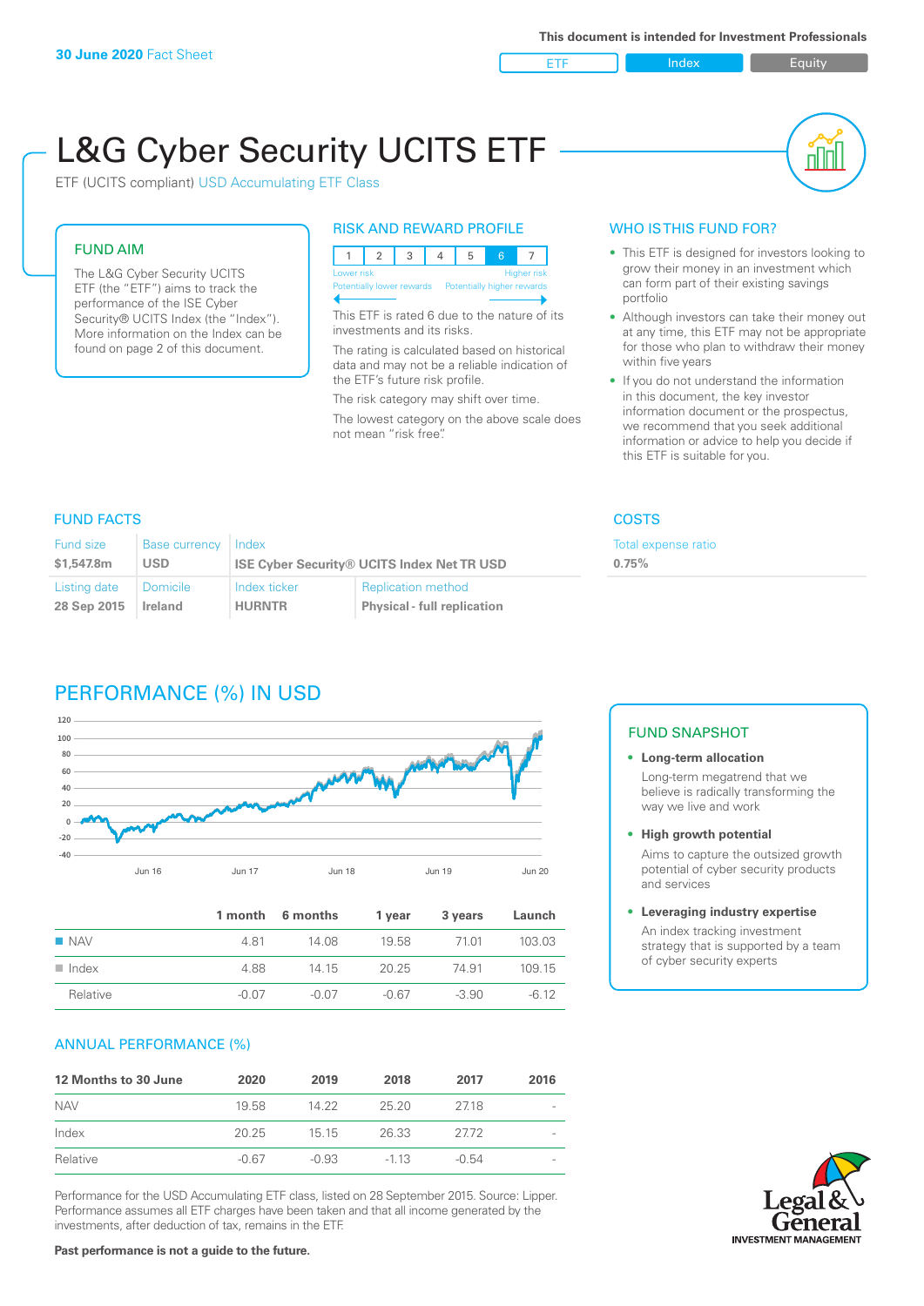**30 June 2020** Fact Sheet

This document is intended for Investment Professionals

ETF | Index | Equity

# L&G Cyber Security UCITS ETF

ETF (UCITS compliant) USD Accumulating ETF Class

## FUND AIM

The L&G Cyber Security UCITS ETF (the "ETF") aims to track the performance of the ISE Cyber Security® UCITS Index (the "Index"). More information on the Index can be found on page 2 of this document.

## RISK AND REWARD PROFILE

| 1 | 2 | 3 | 4 | 5 | 6 | 7 |
|---|---|---|---|---|---|---|

Lower risk — Potentially lower rewards; Higher risk — Potentially higher rewards

This ETF is rated 6 due to the nature of its investments and its risks.

The rating is calculated based on historical data and may not be a reliable indication of the ETF's future risk profile.

The risk category may shift over time.

The lowest category on the above scale does not mean "risk free".

## WHO IS THIS FUND FOR?

- This ETF is designed for investors looking to grow their money in an investment which can form part of their existing savings portfolio
- Although investors can take their money out at any time, this ETF may not be appropriate for those who plan to withdraw their money within five years
- If you do not understand the information in this document, the key investor information document or the prospectus, we recommend that you seek additional information or advice to help you decide if this ETF is suitable for you.

## FUND FACTS

| Fund size | Base currency | Index | |
|---|---|---|---|
| $1,547.8m | USD | ISE Cyber Security® UCITS Index Net TR USD | |
| **Listing date** | **Domicile** | **Index ticker** | **Replication method** |
| 28 Sep 2015 | Ireland | HURNTR | Physical - full replication |

## COSTS

| Total expense ratio |
|---|
| 0.75% |

## PERFORMANCE (%) IN USD

| | 1 month | 6 months | 1 year | 3 years | Launch |
|---|---|---|---|---|---|
| NAV | 4.81 | 14.08 | 19.58 | 71.01 | 103.03 |
| Index | 4.88 | 14.15 | 20.25 | 74.91 | 109.15 |
| Relative | -0.07 | -0.07 | -0.67 | -3.90 | -6.12 |

## ANNUAL PERFORMANCE (%)

| 12 Months to 30 June | 2020 | 2019 | 2018 | 2017 | 2016 |
|---|---|---|---|---|---|
| NAV | 19.58 | 14.22 | 25.20 | 27.18 | - |
| Index | 20.25 | 15.15 | 26.33 | 27.72 | - |
| Relative | -0.67 | -0.93 | -1.13 | -0.54 | - |

Performance for the USD Accumulating ETF class, listed on 28 September 2015. Source: Lipper. Performance assumes all ETF charges have been taken and that all income generated by the investments, after deduction of tax, remains in the ETF.

**Past performance is not a guide to the future.**

## FUND SNAPSHOT

- **Long-term allocation**
  Long-term megatrend that we believe is radically transforming the way we live and work
- **High growth potential**
  Aims to capture the outsized growth potential of cyber security products and services
- **Leveraging industry expertise**
  An index tracking investment strategy that is supported by a team of cyber security experts

Legal & General INVESTMENT MANAGEMENT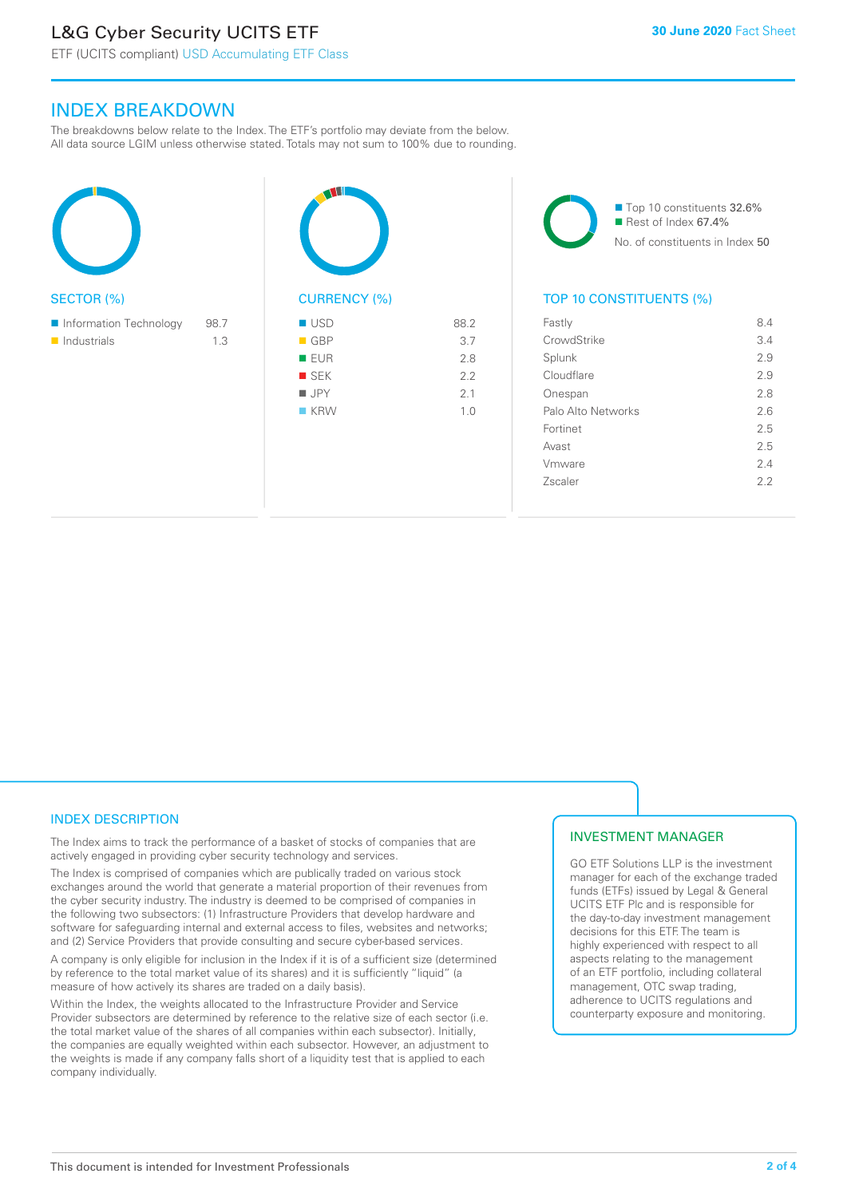## INDEX BREAKDOWN

The breakdowns below relate to the Index. The ETF's portfolio may deviate from the below. All data source LGIM unless otherwise stated. Totals may not sum to 100% due to rounding.

### SECTOR (%)

| Sector | % |
|---|---|
| Information Technology | 98.7 |
| Industrials | 1.3 |

### CURRENCY (%)

| Currency | % |
|---|---|
| USD | 88.2 |
| GBP | 3.7 |
| EUR | 2.8 |
| SEK | 2.2 |
| JPY | 2.1 |
| KRW | 1.0 |

- Top 10 constituents 32.6%
- Rest of Index 67.4%

No. of constituents in Index 50

### TOP 10 CONSTITUENTS (%)

| Constituent | % |
|---|---|
| Fastly | 8.4 |
| CrowdStrike | 3.4 |
| Splunk | 2.9 |
| Cloudflare | 2.9 |
| Onespan | 2.8 |
| Palo Alto Networks | 2.6 |
| Fortinet | 2.5 |
| Avast | 2.5 |
| Vmware | 2.4 |
| Zscaler | 2.2 |

### INDEX DESCRIPTION

The Index aims to track the performance of a basket of stocks of companies that are actively engaged in providing cyber security technology and services.

The Index is comprised of companies which are publically traded on various stock exchanges around the world that generate a material proportion of their revenues from the cyber security industry. The industry is deemed to be comprised of companies in the following two subsectors: (1) Infrastructure Providers that develop hardware and software for safeguarding internal and external access to files, websites and networks; and (2) Service Providers that provide consulting and secure cyber-based services.

A company is only eligible for inclusion in the Index if it is of a sufficient size (determined by reference to the total market value of its shares) and it is sufficiently "liquid" (a measure of how actively its shares are traded on a daily basis).

Within the Index, the weights allocated to the Infrastructure Provider and Service Provider subsectors are determined by reference to the relative size of each sector (i.e. the total market value of the shares of all companies within each subsector). Initially, the companies are equally weighted within each subsector. However, an adjustment to the weights is made if any company falls short of a liquidity test that is applied to each company individually.

### INVESTMENT MANAGER

GO ETF Solutions LLP is the investment manager for each of the exchange traded funds (ETFs) issued by Legal & General UCITS ETF Plc and is responsible for the day-to-day investment management decisions for this ETF. The team is highly experienced with respect to all aspects relating to the management of an ETF portfolio, including collateral management, OTC swap trading, adherence to UCITS regulations and counterparty exposure and monitoring.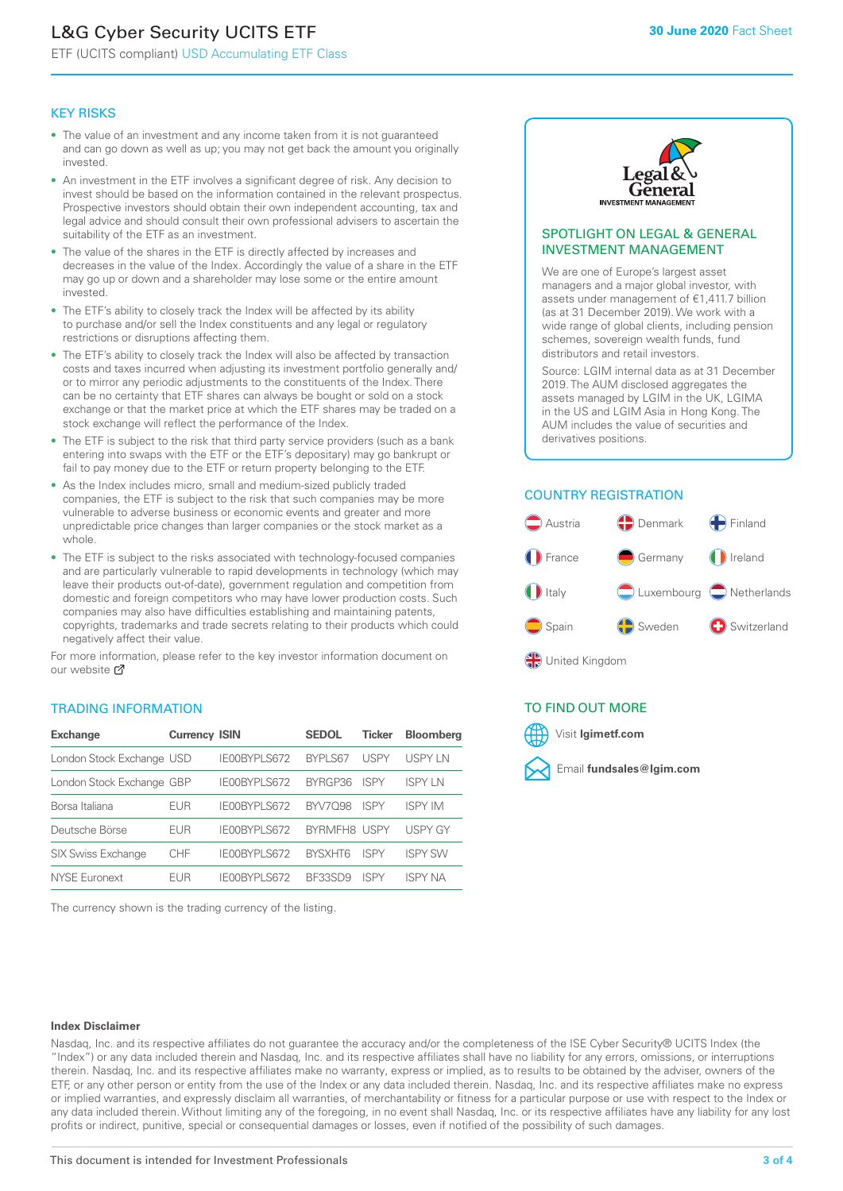# L&G Cyber Security UCITS ETF

ETF (UCITS compliant) USD Accumulating ETF Class

**30 June 2020** Fact Sheet

## KEY RISKS

- The value of an investment and any income taken from it is not guaranteed and can go down as well as up; you may not get back the amount you originally invested.
- An investment in the ETF involves a significant degree of risk. Any decision to invest should be based on the information contained in the relevant prospectus. Prospective investors should obtain their own independent accounting, tax and legal advice and should consult their own professional advisers to ascertain the suitability of the ETF as an investment.
- The value of the shares in the ETF is directly affected by increases and decreases in the value of the Index. Accordingly the value of a share in the ETF may go up or down and a shareholder may lose some or the entire amount invested.
- The ETF's ability to closely track the Index will be affected by its ability to purchase and/or sell the Index constituents and any legal or regulatory restrictions or disruptions affecting them.
- The ETF's ability to closely track the Index will also be affected by transaction costs and taxes incurred when adjusting its investment portfolio generally and/or to mirror any periodic adjustments to the constituents of the Index. There can be no certainty that ETF shares can always be bought or sold on a stock exchange or that the market price at which the ETF shares may be traded on a stock exchange will reflect the performance of the Index.
- The ETF is subject to the risk that third party service providers (such as a bank entering into swaps with the ETF or the ETF's depositary) may go bankrupt or fail to pay money due to the ETF or return property belonging to the ETF.
- As the Index includes micro, small and medium-sized publicly traded companies, the ETF is subject to the risk that such companies may be more vulnerable to adverse business or economic events and greater and more unpredictable price changes than larger companies or the stock market as a whole.
- The ETF is subject to the risks associated with technology-focused companies and are particularly vulnerable to rapid developments in technology (which may leave their products out-of-date), government regulation and competition from domestic and foreign competitors who may have lower production costs. Such companies may also have difficulties establishing and maintaining patents, copyrights, trademarks and trade secrets relating to their products which could negatively affect their value.

For more information, please refer to the key investor information document on our website

## TRADING INFORMATION

| Exchange | Currency | ISIN | SEDOL | Ticker | Bloomberg |
|---|---|---|---|---|---|
| London Stock Exchange | USD | IE00BYPLS672 | BYPLS67 | USPY | USPY LN |
| London Stock Exchange | GBP | IE00BYPLS672 | BYRGP36 | ISPY | ISPY LN |
| Borsa Italiana | EUR | IE00BYPLS672 | BYV7Q98 | ISPY | ISPY IM |
| Deutsche Börse | EUR | IE00BYPLS672 | BYRMFH8 | USPY | USPY GY |
| SIX Swiss Exchange | CHF | IE00BYPLS672 | BYSXHT6 | ISPY | ISPY SW |
| NYSE Euronext | EUR | IE00BYPLS672 | BF33SD9 | ISPY | ISPY NA |

The currency shown is the trading currency of the listing.

## SPOTLIGHT ON LEGAL & GENERAL INVESTMENT MANAGEMENT

We are one of Europe's largest asset managers and a major global investor, with assets under management of €1,411.7 billion (as at 31 December 2019). We work with a wide range of global clients, including pension schemes, sovereign wealth funds, fund distributors and retail investors.

Source: LGIM internal data as at 31 December 2019. The AUM disclosed aggregates the assets managed by LGIM in the UK, LGIMA in the US and LGIM Asia in Hong Kong. The AUM includes the value of securities and derivatives positions.

## COUNTRY REGISTRATION

Austria, Denmark, Finland, France, Germany, Ireland, Italy, Luxembourg, Netherlands, Spain, Sweden, Switzerland, United Kingdom

## TO FIND OUT MORE

Visit **lgimetf.com**

Email **fundsales@lgim.com**

**Index Disclaimer**

Nasdaq, Inc. and its respective affiliates do not guarantee the accuracy and/or the completeness of the ISE Cyber Security® UCITS Index (the "Index") or any data included therein and Nasdaq, Inc. and its respective affiliates shall have no liability for any errors, omissions, or interruptions therein. Nasdaq, Inc. and its respective affiliates make no warranty, express or implied, as to results to be obtained by the adviser, owners of the ETF, or any other person or entity from the use of the Index or any data included therein. Nasdaq, Inc. and its respective affiliates make no express or implied warranties, and expressly disclaim all warranties, of merchantability or fitness for a particular purpose or use with respect to the Index or any data included therein. Without limiting any of the foregoing, in no event shall Nasdaq, Inc. or its respective affiliates have any liability for any lost profits or indirect, punitive, special or consequential damages or losses, even if notified of the possibility of such damages.

This document is intended for Investment Professionals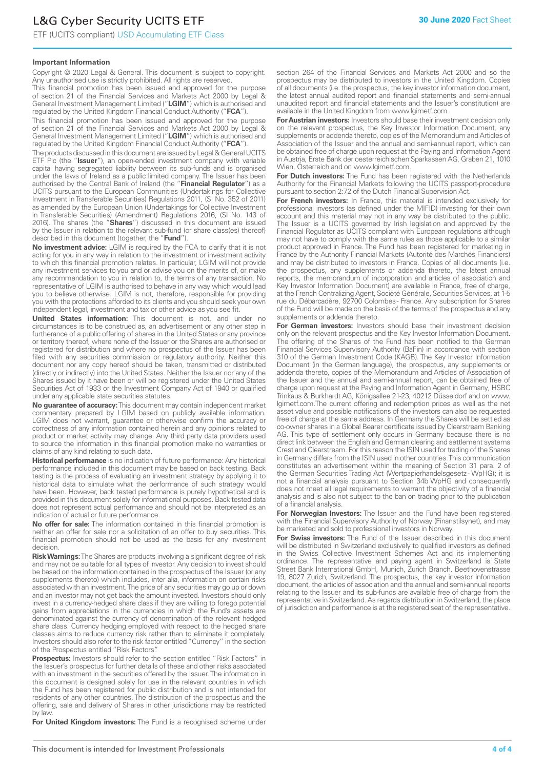## Important Information

Copyright © 2020 Legal & General. This document is subject to copyright. Any unauthorised use is strictly prohibited. All rights are reserved.

This financial promotion has been issued and approved for the purpose of section 21 of the Financial Services and Markets Act 2000 by Legal & General Investment Management Limited ("**LGIM**") which is authorised and regulated by the United Kingdom Financial Conduct Authority ("**FCA**").

This financial promotion has been issued and approved for the purpose of section 21 of the Financial Services and Markets Act 2000 by Legal & General Investment Management Limited ("**LGIM**") which is authorised and regulated by the United Kingdom Financial Conduct Authority ("**FCA**").

The products discussed in this document are issued by Legal & General UCITS ETF Plc (the "**Issuer**"), an open-ended investment company with variable capital having segregated liability between its sub-funds and is organised under the laws of Ireland as a public limited company. The Issuer has been authorised by the Central Bank of Ireland (the "**Financial Regulator**") as a UCITS pursuant to the European Communities (Undertakings for Collective Investment in Transferable Securities) Regulations 2011, (SI No. 352 of 2011) as amended by the European Union (Undertakings for Collective Investment in Transferable Securities) (Amendment) Regulations 2016, (SI No. 143 of 2016). The shares (the "**Shares**") discussed in this document are issued by the Issuer in relation to the relevant sub-fund (or share class(es) thereof) described in this document (together, the "**Fund**").

**No investment advice:** LGIM is required by the FCA to clarify that it is not acting for you in any way in relation to the investment or investment activity to which this financial promotion relates. In particular, LGIM will not provide any investment services to you and or advise you on the merits of, or make any recommendation to you in relation to, the terms of any transaction. No representative of LGIM is authorised to behave in any way which would lead you to believe otherwise. LGIM is not, therefore, responsible for providing you with the protections afforded to its clients and you should seek your own independent legal, investment and tax or other advice as you see fit.

**United States information:** This document is not, and under no circumstances is to be construed as, an advertisement or any other step in furtherance of a public offering of shares in the United States or any province or territory thereof, where none of the Issuer or the Shares are authorised or registered for distribution and where no prospectus of the Issuer has been filed with any securities commission or regulatory authority. Neither this document nor any copy hereof should be taken, transmitted or distributed (directly or indirectly) into the United States. Neither the Issuer nor any of the Shares issued by it have been or will be registered under the United States Securities Act of 1933 or the Investment Company Act of 1940 or qualified under any applicable state securities statutes.

**No guarantee of accuracy:** This document may contain independent market commentary prepared by LGIM based on publicly available information. LGIM does not warrant, guarantee or otherwise confirm the accuracy or correctness of any information contained herein and any opinions related to product or market activity may change. Any third party data providers used to source the information in this financial promotion make no warranties or claims of any kind relating to such data.

**Historical performance** is no indication of future performance: Any historical performance included in this document may be based on back testing. Back testing is the process of evaluating an investment strategy by applying it to historical data to simulate what the performance of such strategy would have been. However, back tested performance is purely hypothetical and is provided in this document solely for informational purposes. Back tested data does not represent actual performance and should not be interpreted as an indication of actual or future performance.

**No offer for sale:** The information contained in this financial promotion is neither an offer for sale nor a solicitation of an offer to buy securities. This financial promotion should not be used as the basis for any investment decision.

**Risk Warnings:** The Shares are products involving a significant degree of risk and may not be suitable for all types of investor. Any decision to invest should be based on the information contained in the prospectus of the Issuer (or any supplements thereto) which includes, inter alia, information on certain risks associated with an investment. The price of any securities may go up or down and an investor may not get back the amount invested. Investors should only invest in a currency-hedged share class if they are willing to forego potential gains from appreciations in the currencies in which the Fund's assets are denominated against the currency of denomination of the relevant hedged share class. Currency hedging employed with respect to the hedged share classes aims to reduce currency risk rather than to eliminate it completely. Investors should also refer to the risk factor entitled "Currency" in the section of the Prospectus entitled "Risk Factors".

**Prospectus:** Investors should refer to the section entitled "Risk Factors" in the Issuer's prospectus for further details of these and other risks associated with an investment in the securities offered by the Issuer. The information in this document is designed solely for use in the relevant countries in which the Fund has been registered for public distribution and is not intended for residents of any other countries. The distribution of the prospectus and the offering, sale and delivery of Shares in other jurisdictions may be restricted by law.

**For United Kingdom investors:** The Fund is a recognised scheme under section 264 of the Financial Services and Markets Act 2000 and so the prospectus may be distributed to investors in the United Kingdom. Copies of all documents (i.e. the prospectus, the key investor information document, the latest annual audited report and financial statements and semi-annual unaudited report and financial statements and the Issuer's constitution) are available in the United Kingdom from www.lgimetf.com.

**For Austrian investors:** Investors should base their investment decision only on the relevant prospectus, the Key Investor Information Document, any supplements or addenda thereto, copies of the Memorandum and Articles of Association of the Issuer and the annual and semi-annual report, which can be obtained free of charge upon request at the Paying and Information Agent in Austria, Erste Bank der oesterreichischen Sparkassen AG, Graben 21, 1010 Wien, Österreich and on www.lgimetf.com.

**For Dutch investors:** The Fund has been registered with the Netherlands Authority for the Financial Markets following the UCITS passport-procedure pursuant to section 2:72 of the Dutch Financial Supervision Act.

**For French investors:** In France, this material is intended exclusively for professional investors (as defined under the MIFID) investing for their own account and this material may not in any way be distributed to the public. The Issuer is a UCITS governed by Irish legislation and approved by the Financial Regulator as UCITS compliant with European regulations although may not have to comply with the same rules as those applicable to a similar product approved in France. The Fund has been registered for marketing in France by the Authority Financial Markets (Autorité des Marchés Financiers) and may be distributed to investors in France. Copies of all documents (i.e. the prospectus, any supplements or addenda thereto, the latest annual reports, the memorandum of incorporation and articles of association and Key Investor Information Document) are available in France, free of charge, at the French Centralizing Agent, Société Générale, Securities Services, at 1-5 rue du Débarcadère, 92700 Colombes - France. Any subscription for Shares of the Fund will be made on the basis of the terms of the prospectus and any supplements or addenda thereto.

**For German investors:** Investors should base their investment decision only on the relevant prospectus and the Key Investor Information Document. The offering of the Shares of the Fund has been notified to the German Financial Services Supervisory Authority (BaFin) in accordance with section 310 of the German Investment Code (KAGB). The Key Investor Information Document (in the German language), the prospectus, any supplements or addenda thereto, copies of the Memorandum and Articles of Association of the Issuer and the annual and semi-annual report, can be obtained free of charge upon request at the Paying and Information Agent in Germany, HSBC Trinkaus & Burkhardt AG, Königsallee 21-23, 40212 Düsseldorf and on www.lgimetf.com. The current offering and redemption prices as well as the net asset value and possible notifications of the investors can also be requested free of charge at the same address. In Germany the Shares will be settled as co-owner shares in a Global Bearer certificate issued by Clearstream Banking AG. This type of settlement only occurs in Germany because there is no direct link between the English and German clearing and settlement systems Crest and Clearstream. For this reason the ISIN used for trading of the Shares in Germany differs from the ISIN used in other countries. This communication constitutes an advertisement within the meaning of Section 31 para. 2 of the German Securities Trading Act (Wertpapierhandelsgesetz - WpHG); it is not a financial analysis pursuant to Section 34b WpHG and consequently does not meet all legal requirements to warrant the objectivity of a financial analysis and is also not subject to the ban on trading prior to the publication of a financial analysis.

**For Norwegian Investors:** The Issuer and the Fund have been registered with the Financial Supervisory Authority of Norway (Finanstilsynet), and may be marketed and sold to professional investors in Norway.

**For Swiss investors:** The Fund of the Issuer described in this document will be distributed in Switzerland exclusively to qualified investors as defined in the Swiss Collective Investment Schemes Act and its implementing ordinance. The representative and paying agent in Switzerland is State Street Bank International GmbH, Munich, Zurich Branch, Beethovenstrasse 19, 8027 Zurich, Switzerland. The prospectus, the key investor information document, the articles of association and the annual and semi-annual reports relating to the Issuer and its sub-funds are available free of charge from the representative in Switzerland. As regards distribution in Switzerland, the place of jurisdiction and performance is at the registered seat of the representative.